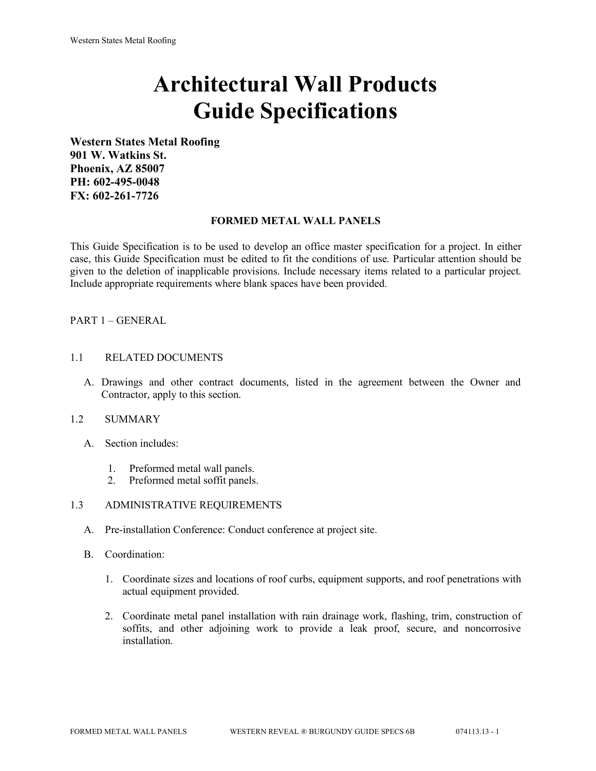# Architectural Wall Products Guide Specifications

**Western States Metal Roofing**
**901 W. Watkins St.**
**Phoenix, AZ 85007**
**PH: 602-495-0048**
**FX: 602-261-7726**

## FORMED METAL WALL PANELS

This Guide Specification is to be used to develop an office master specification for a project. In either case, this Guide Specification must be edited to fit the conditions of use. Particular attention should be given to the deletion of inapplicable provisions. Include necessary items related to a particular project. Include appropriate requirements where blank spaces have been provided.

PART 1 – GENERAL

1.1 RELATED DOCUMENTS

A. Drawings and other contract documents, listed in the agreement between the Owner and Contractor, apply to this section.

1.2 SUMMARY

A. Section includes:

1. Preformed metal wall panels.
2. Preformed metal soffit panels.

1.3 ADMINISTRATIVE REQUIREMENTS

A. Pre-installation Conference: Conduct conference at project site.

B. Coordination:

1. Coordinate sizes and locations of roof curbs, equipment supports, and roof penetrations with actual equipment provided.

2. Coordinate metal panel installation with rain drainage work, flashing, trim, construction of soffits, and other adjoining work to provide a leak proof, secure, and noncorrosive installation.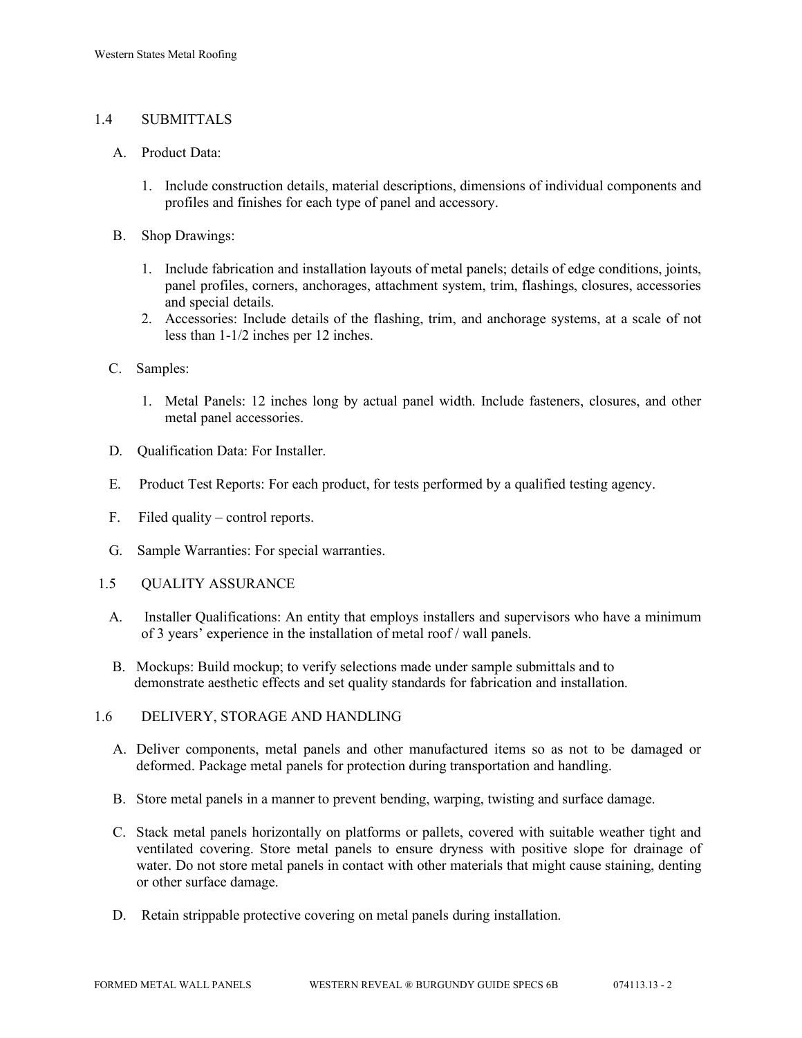## 1.4 SUBMITTALS

A. Product Data:

1. Include construction details, material descriptions, dimensions of individual components and profiles and finishes for each type of panel and accessory.

B. Shop Drawings:

1. Include fabrication and installation layouts of metal panels; details of edge conditions, joints, panel profiles, corners, anchorages, attachment system, trim, flashings, closures, accessories and special details.
2. Accessories: Include details of the flashing, trim, and anchorage systems, at a scale of not less than 1-1/2 inches per 12 inches.

C. Samples:

1. Metal Panels: 12 inches long by actual panel width. Include fasteners, closures, and other metal panel accessories.

D. Qualification Data: For Installer.

E. Product Test Reports: For each product, for tests performed by a qualified testing agency.

F. Filed quality – control reports.

G. Sample Warranties: For special warranties.

## 1.5 QUALITY ASSURANCE

A. Installer Qualifications: An entity that employs installers and supervisors who have a minimum of 3 years' experience in the installation of metal roof / wall panels.

B. Mockups: Build mockup; to verify selections made under sample submittals and to demonstrate aesthetic effects and set quality standards for fabrication and installation.

## 1.6 DELIVERY, STORAGE AND HANDLING

A. Deliver components, metal panels and other manufactured items so as not to be damaged or deformed. Package metal panels for protection during transportation and handling.

B. Store metal panels in a manner to prevent bending, warping, twisting and surface damage.

C. Stack metal panels horizontally on platforms or pallets, covered with suitable weather tight and ventilated covering. Store metal panels to ensure dryness with positive slope for drainage of water. Do not store metal panels in contact with other materials that might cause staining, denting or other surface damage.

D. Retain strippable protective covering on metal panels during installation.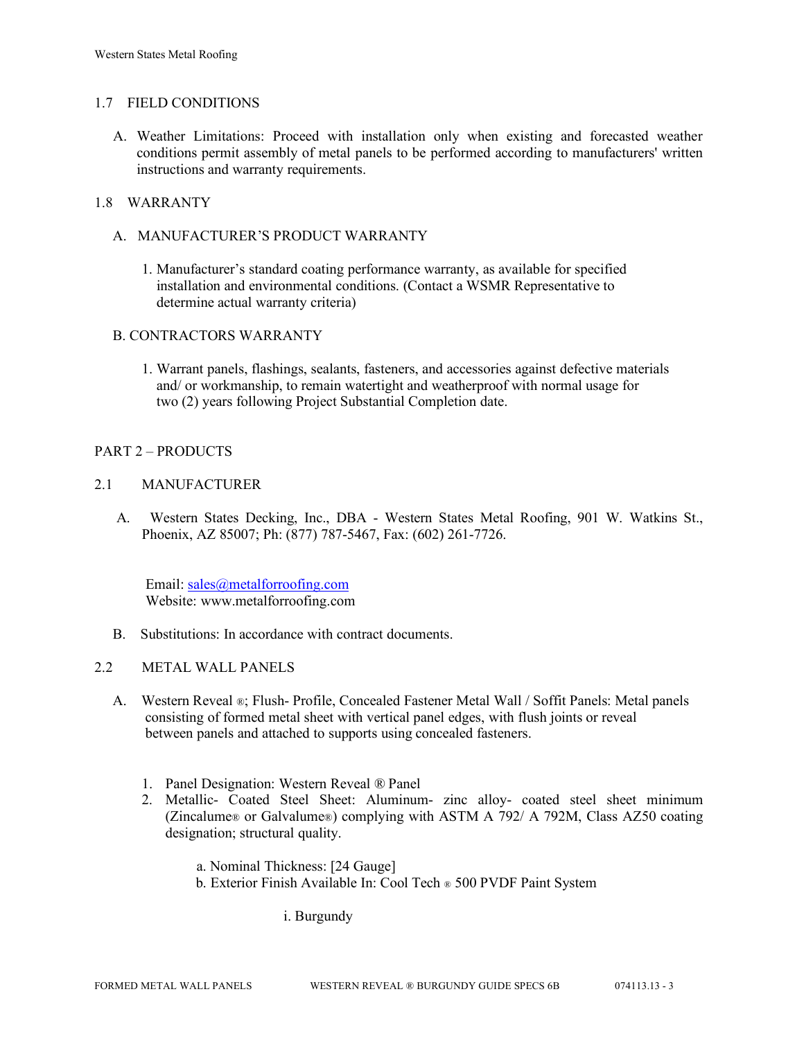## 1.7 FIELD CONDITIONS

A. Weather Limitations: Proceed with installation only when existing and forecasted weather conditions permit assembly of metal panels to be performed according to manufacturers' written instructions and warranty requirements.

## 1.8 WARRANTY

A. MANUFACTURER'S PRODUCT WARRANTY

1. Manufacturer's standard coating performance warranty, as available for specified installation and environmental conditions. (Contact a WSMR Representative to determine actual warranty criteria)

B. CONTRACTORS WARRANTY

1. Warrant panels, flashings, sealants, fasteners, and accessories against defective materials and/ or workmanship, to remain watertight and weatherproof with normal usage for two (2) years following Project Substantial Completion date.

# PART 2 – PRODUCTS

## 2.1 MANUFACTURER

A. Western States Decking, Inc., DBA - Western States Metal Roofing, 901 W. Watkins St., Phoenix, AZ 85007; Ph: (877) 787-5467, Fax: (602) 261-7726.

Email: sales@metalforroofing.com
Website: www.metalforroofing.com

B. Substitutions: In accordance with contract documents.

## 2.2 METAL WALL PANELS

A. Western Reveal ®; Flush- Profile, Concealed Fastener Metal Wall / Soffit Panels: Metal panels consisting of formed metal sheet with vertical panel edges, with flush joints or reveal between panels and attached to supports using concealed fasteners.

1. Panel Designation: Western Reveal ® Panel
2. Metallic- Coated Steel Sheet: Aluminum- zinc alloy- coated steel sheet minimum (Zincalume® or Galvalume®) complying with ASTM A 792/ A 792M, Class AZ50 coating designation; structural quality.

   a. Nominal Thickness: [24 Gauge]
   b. Exterior Finish Available In: Cool Tech ® 500 PVDF Paint System

      i. Burgundy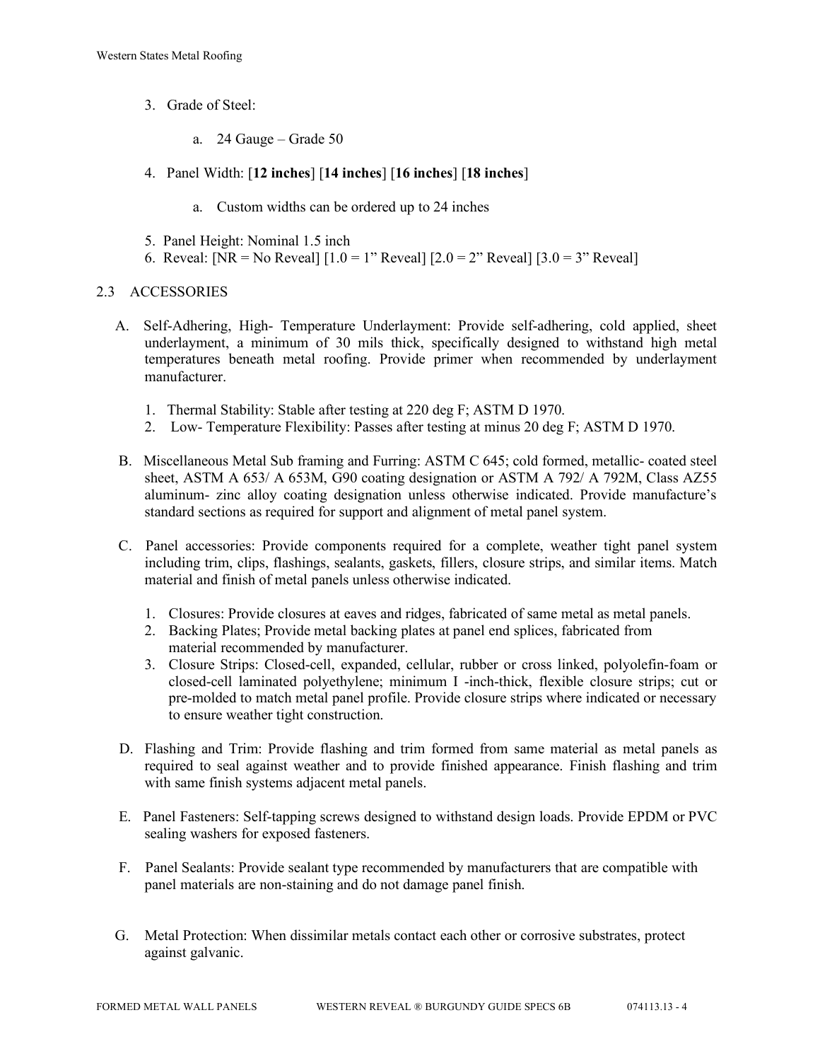3. Grade of Steel:

    a. 24 Gauge – Grade 50

4. Panel Width: [**12 inches**] [**14 inches**] [**16 inches**] [**18 inches**]

    a. Custom widths can be ordered up to 24 inches

5. Panel Height: Nominal 1.5 inch
6. Reveal: [NR = No Reveal] [1.0 = 1" Reveal] [2.0 = 2" Reveal] [3.0 = 3" Reveal]

## 2.3 ACCESSORIES

A. Self-Adhering, High- Temperature Underlayment: Provide self-adhering, cold applied, sheet underlayment, a minimum of 30 mils thick, specifically designed to withstand high metal temperatures beneath metal roofing. Provide primer when recommended by underlayment manufacturer.

    1. Thermal Stability: Stable after testing at 220 deg F; ASTM D 1970.
    2. Low- Temperature Flexibility: Passes after testing at minus 20 deg F; ASTM D 1970.

B. Miscellaneous Metal Sub framing and Furring: ASTM C 645; cold formed, metallic- coated steel sheet, ASTM A 653/ A 653M, G90 coating designation or ASTM A 792/ A 792M, Class AZ55 aluminum- zinc alloy coating designation unless otherwise indicated. Provide manufacture's standard sections as required for support and alignment of metal panel system.

C. Panel accessories: Provide components required for a complete, weather tight panel system including trim, clips, flashings, sealants, gaskets, fillers, closure strips, and similar items. Match material and finish of metal panels unless otherwise indicated.

    1. Closures: Provide closures at eaves and ridges, fabricated of same metal as metal panels.
    2. Backing Plates; Provide metal backing plates at panel end splices, fabricated from material recommended by manufacturer.
    3. Closure Strips: Closed-cell, expanded, cellular, rubber or cross linked, polyolefin-foam or closed-cell laminated polyethylene; minimum I -inch-thick, flexible closure strips; cut or pre-molded to match metal panel profile. Provide closure strips where indicated or necessary to ensure weather tight construction.

D. Flashing and Trim: Provide flashing and trim formed from same material as metal panels as required to seal against weather and to provide finished appearance. Finish flashing and trim with same finish systems adjacent metal panels.

E. Panel Fasteners: Self-tapping screws designed to withstand design loads. Provide EPDM or PVC sealing washers for exposed fasteners.

F. Panel Sealants: Provide sealant type recommended by manufacturers that are compatible with panel materials are non-staining and do not damage panel finish.

G. Metal Protection: When dissimilar metals contact each other or corrosive substrates, protect against galvanic.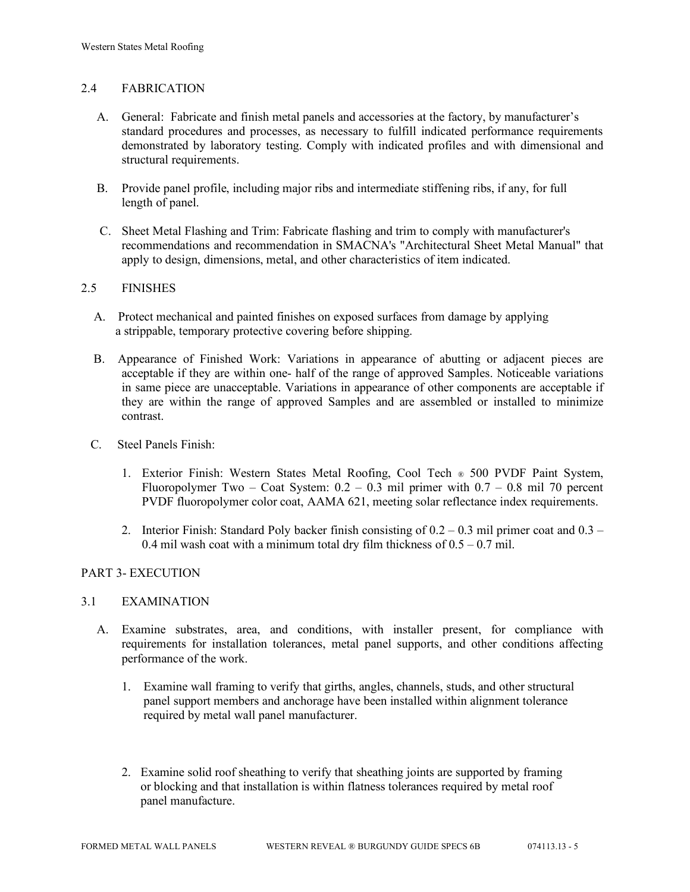## 2.4 FABRICATION

A. General: Fabricate and finish metal panels and accessories at the factory, by manufacturer's standard procedures and processes, as necessary to fulfill indicated performance requirements demonstrated by laboratory testing. Comply with indicated profiles and with dimensional and structural requirements.

B. Provide panel profile, including major ribs and intermediate stiffening ribs, if any, for full length of panel.

C. Sheet Metal Flashing and Trim: Fabricate flashing and trim to comply with manufacturer's recommendations and recommendation in SMACNA's "Architectural Sheet Metal Manual" that apply to design, dimensions, metal, and other characteristics of item indicated.

## 2.5 FINISHES

A. Protect mechanical and painted finishes on exposed surfaces from damage by applying a strippable, temporary protective covering before shipping.

B. Appearance of Finished Work: Variations in appearance of abutting or adjacent pieces are acceptable if they are within one- half of the range of approved Samples. Noticeable variations in same piece are unacceptable. Variations in appearance of other components are acceptable if they are within the range of approved Samples and are assembled or installed to minimize contrast.

C. Steel Panels Finish:

1. Exterior Finish: Western States Metal Roofing, Cool Tech ® 500 PVDF Paint System, Fluoropolymer Two – Coat System: 0.2 – 0.3 mil primer with 0.7 – 0.8 mil 70 percent PVDF fluoropolymer color coat, AAMA 621, meeting solar reflectance index requirements.

2. Interior Finish: Standard Poly backer finish consisting of 0.2 – 0.3 mil primer coat and 0.3 – 0.4 mil wash coat with a minimum total dry film thickness of 0.5 – 0.7 mil.

# PART 3- EXECUTION

## 3.1 EXAMINATION

A. Examine substrates, area, and conditions, with installer present, for compliance with requirements for installation tolerances, metal panel supports, and other conditions affecting performance of the work.

1. Examine wall framing to verify that girths, angles, channels, studs, and other structural panel support members and anchorage have been installed within alignment tolerance required by metal wall panel manufacturer.

2. Examine solid roof sheathing to verify that sheathing joints are supported by framing or blocking and that installation is within flatness tolerances required by metal roof panel manufacture.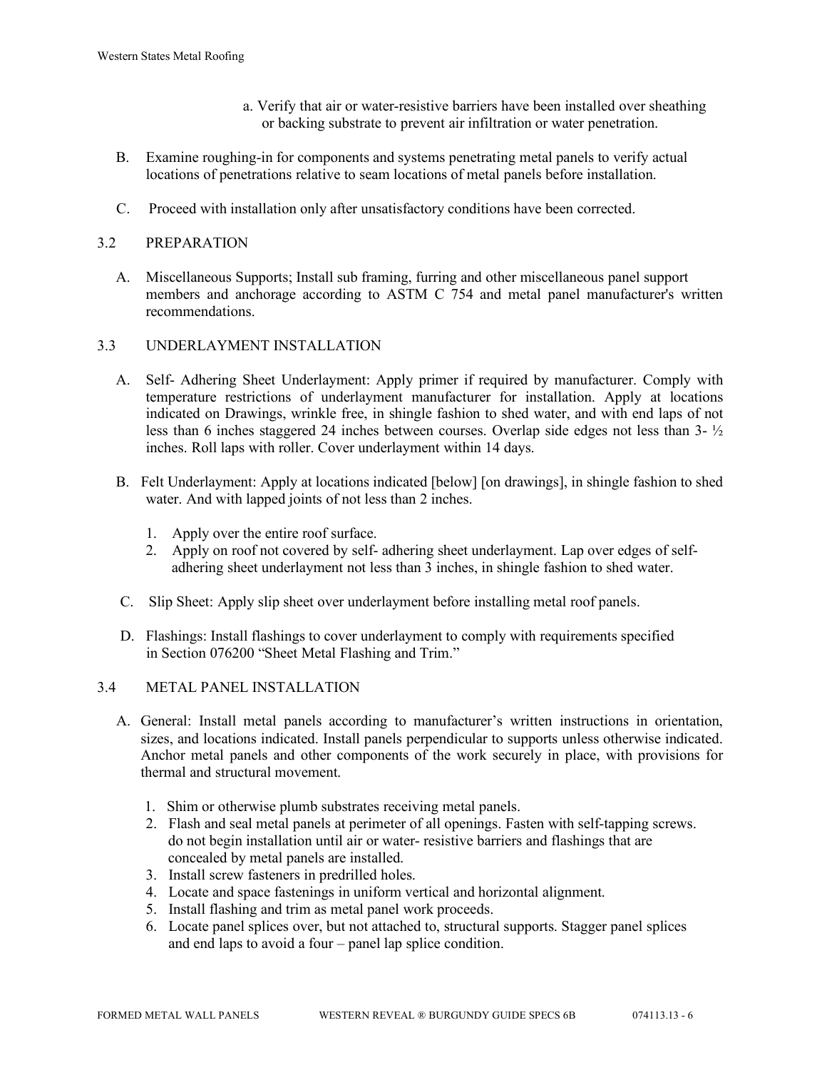a. Verify that air or water-resistive barriers have been installed over sheathing or backing substrate to prevent air infiltration or water penetration.

B. Examine roughing-in for components and systems penetrating metal panels to verify actual locations of penetrations relative to seam locations of metal panels before installation.

C. Proceed with installation only after unsatisfactory conditions have been corrected.

## 3.2 PREPARATION

A. Miscellaneous Supports; Install sub framing, furring and other miscellaneous panel support members and anchorage according to ASTM C 754 and metal panel manufacturer's written recommendations.

## 3.3 UNDERLAYMENT INSTALLATION

A. Self- Adhering Sheet Underlayment: Apply primer if required by manufacturer. Comply with temperature restrictions of underlayment manufacturer for installation. Apply at locations indicated on Drawings, wrinkle free, in shingle fashion to shed water, and with end laps of not less than 6 inches staggered 24 inches between courses. Overlap side edges not less than 3- ½ inches. Roll laps with roller. Cover underlayment within 14 days.

B. Felt Underlayment: Apply at locations indicated [below] [on drawings], in shingle fashion to shed water. And with lapped joints of not less than 2 inches.

1. Apply over the entire roof surface.
2. Apply on roof not covered by self- adhering sheet underlayment. Lap over edges of self-adhering sheet underlayment not less than 3 inches, in shingle fashion to shed water.

C. Slip Sheet: Apply slip sheet over underlayment before installing metal roof panels.

D. Flashings: Install flashings to cover underlayment to comply with requirements specified in Section 076200 "Sheet Metal Flashing and Trim."

## 3.4 METAL PANEL INSTALLATION

A. General: Install metal panels according to manufacturer's written instructions in orientation, sizes, and locations indicated. Install panels perpendicular to supports unless otherwise indicated. Anchor metal panels and other components of the work securely in place, with provisions for thermal and structural movement.

1. Shim or otherwise plumb substrates receiving metal panels.
2. Flash and seal metal panels at perimeter of all openings. Fasten with self-tapping screws. do not begin installation until air or water- resistive barriers and flashings that are concealed by metal panels are installed.
3. Install screw fasteners in predrilled holes.
4. Locate and space fastenings in uniform vertical and horizontal alignment.
5. Install flashing and trim as metal panel work proceeds.
6. Locate panel splices over, but not attached to, structural supports. Stagger panel splices and end laps to avoid a four – panel lap splice condition.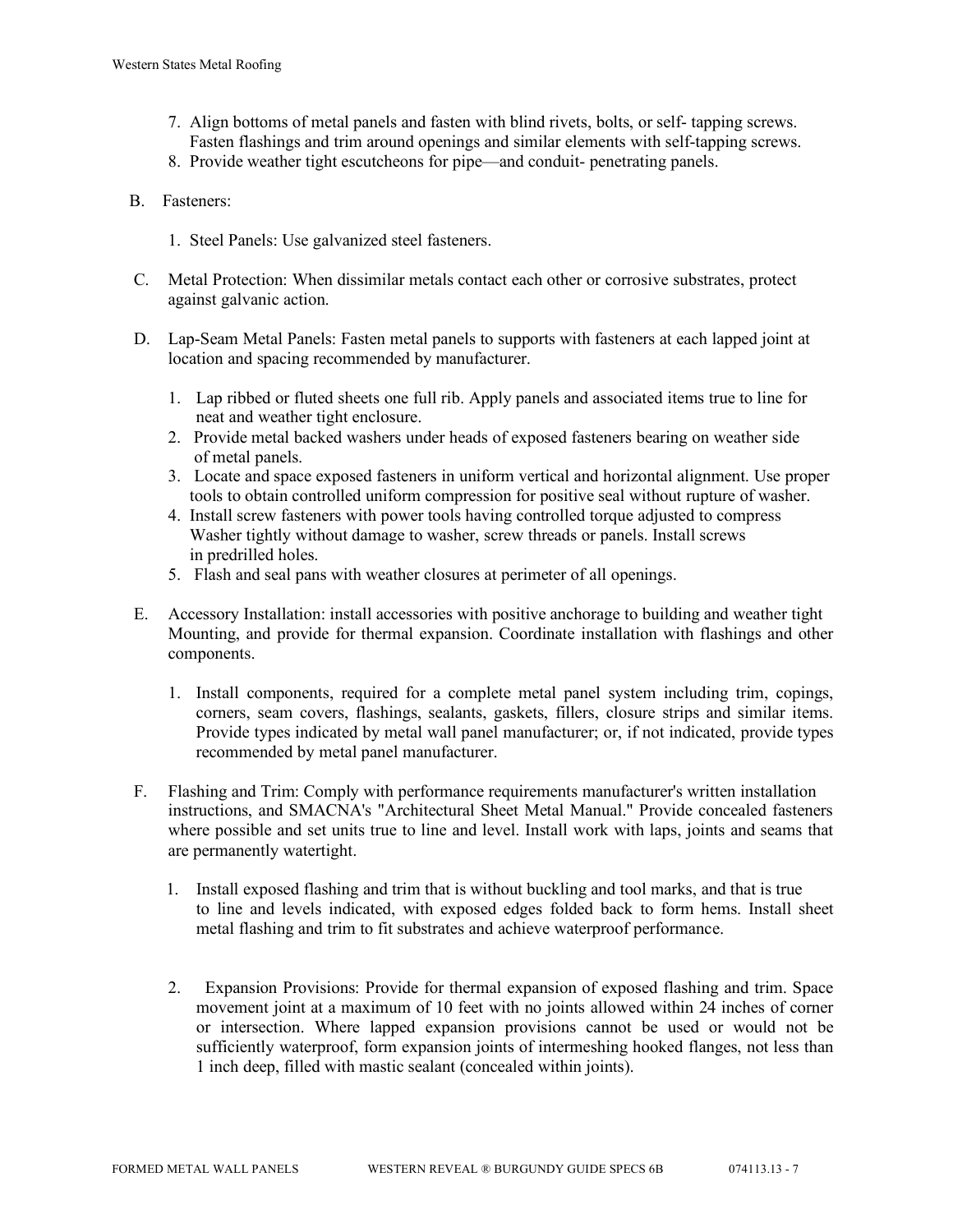7. Align bottoms of metal panels and fasten with blind rivets, bolts, or self- tapping screws. Fasten flashings and trim around openings and similar elements with self-tapping screws.
8. Provide weather tight escutcheons for pipe—and conduit- penetrating panels.

B. Fasteners:

1. Steel Panels: Use galvanized steel fasteners.

C. Metal Protection: When dissimilar metals contact each other or corrosive substrates, protect against galvanic action.

D. Lap-Seam Metal Panels: Fasten metal panels to supports with fasteners at each lapped joint at location and spacing recommended by manufacturer.

1. Lap ribbed or fluted sheets one full rib. Apply panels and associated items true to line for neat and weather tight enclosure.
2. Provide metal backed washers under heads of exposed fasteners bearing on weather side of metal panels.
3. Locate and space exposed fasteners in uniform vertical and horizontal alignment. Use proper tools to obtain controlled uniform compression for positive seal without rupture of washer.
4. Install screw fasteners with power tools having controlled torque adjusted to compress Washer tightly without damage to washer, screw threads or panels. Install screws in predrilled holes.
5. Flash and seal pans with weather closures at perimeter of all openings.

E. Accessory Installation: install accessories with positive anchorage to building and weather tight Mounting, and provide for thermal expansion. Coordinate installation with flashings and other components.

1. Install components, required for a complete metal panel system including trim, copings, corners, seam covers, flashings, sealants, gaskets, fillers, closure strips and similar items. Provide types indicated by metal wall panel manufacturer; or, if not indicated, provide types recommended by metal panel manufacturer.

F. Flashing and Trim: Comply with performance requirements manufacturer's written installation instructions, and SMACNA's "Architectural Sheet Metal Manual." Provide concealed fasteners where possible and set units true to line and level. Install work with laps, joints and seams that are permanently watertight.

1. Install exposed flashing and trim that is without buckling and tool marks, and that is true to line and levels indicated, with exposed edges folded back to form hems. Install sheet metal flashing and trim to fit substrates and achieve waterproof performance.

2. Expansion Provisions: Provide for thermal expansion of exposed flashing and trim. Space movement joint at a maximum of 10 feet with no joints allowed within 24 inches of corner or intersection. Where lapped expansion provisions cannot be used or would not be sufficiently waterproof, form expansion joints of intermeshing hooked flanges, not less than 1 inch deep, filled with mastic sealant (concealed within joints).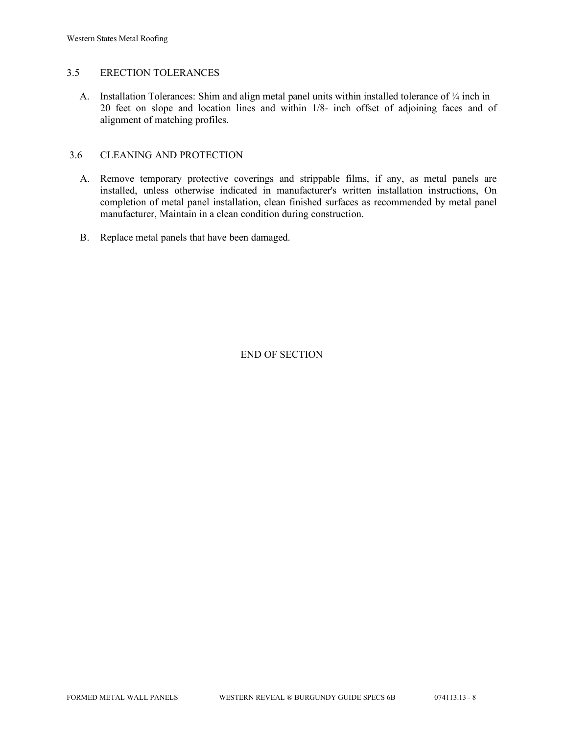## 3.5 ERECTION TOLERANCES

A. Installation Tolerances: Shim and align metal panel units within installed tolerance of ¼ inch in 20 feet on slope and location lines and within 1/8- inch offset of adjoining faces and of alignment of matching profiles.

## 3.6 CLEANING AND PROTECTION

A. Remove temporary protective coverings and strippable films, if any, as metal panels are installed, unless otherwise indicated in manufacturer's written installation instructions, On completion of metal panel installation, clean finished surfaces as recommended by metal panel manufacturer, Maintain in a clean condition during construction.

B. Replace metal panels that have been damaged.

END OF SECTION